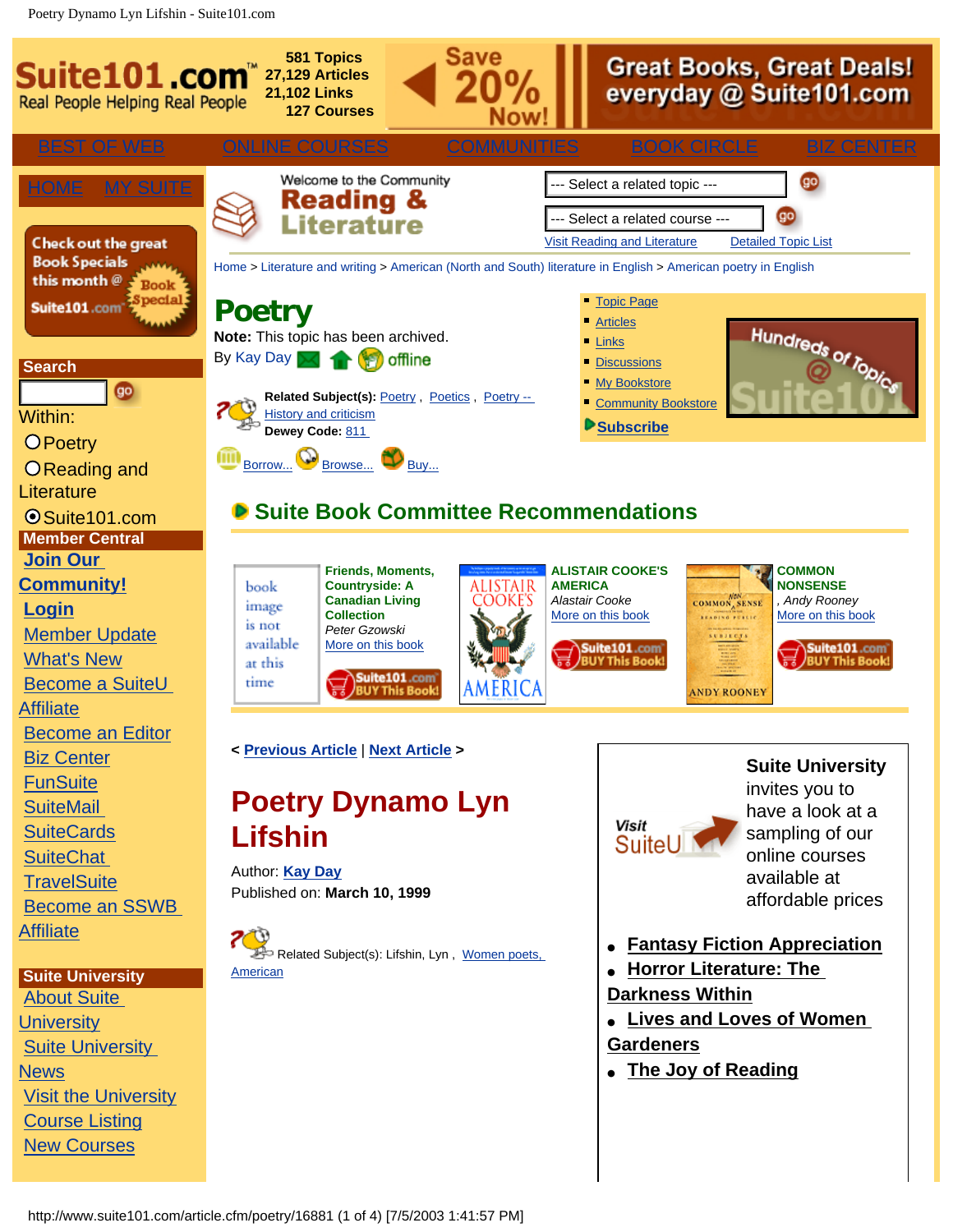Suite101.com Real People Helping Real People

581 Topics
27,129 Articles
21,102 Links
127 Courses

Save 20% Now! Great Books, Great Deals! everyday @ Suite101.com

BEST OF WEB | ONLINE COURSES | COMMUNITIES | BOOK CIRCLE | BIZ CENTER

HOME MY SUITE

Check out the great Book Specials this month @ Suite101.com

**Search**

Within:

- Poetry
- Reading and Literature
- Suite101.com

**Member Central**

- Join Our Community!
- Login
- Member Update
- What's New
- Become a SuiteU Affiliate
- Become an Editor
- Biz Center
- FunSuite
- SuiteMail
- SuiteCards
- SuiteChat
- TravelSuite
- Become an SSWB Affiliate

**Suite University**

- About Suite University
- Suite University News
- Visit the University
- Course Listing
- New Courses

Welcome to the Community **Reading & Literature**

--- Select a related topic ---

--- Select a related course ---

Visit Reading and Literature | Detailed Topic List

Home > Literature and writing > American (North and South) literature in English > American poetry in English

# Poetry

**Note:** This topic has been archived.

By Kay Day offline

**Related Subject(s):** Poetry , Poetics , Poetry -- History and criticism
**Dewey Code:** 811

Borrow... Browse... Buy...

- Topic Page
- Articles
- Links
- Discussions
- My Bookstore
- Community Bookstore

**Subscribe**

Hundreds of Topics @ Suite101

## Suite Book Committee Recommendations

**Friends, Moments, Countryside: A Canadian Living Collection**
*Peter Gzowski*
More on this book

**ALISTAIR COOKE'S AMERICA**
*Alastair Cooke*
More on this book

**COMMON NONSENSE**
*, Andy Rooney*
More on this book

< **Previous Article** | **Next Article** >

# Poetry Dynamo Lyn Lifshin

Author: **Kay Day**
Published on: **March 10, 1999**

Related Subject(s): Lifshin, Lyn , Women poets, American

Visit SuiteU

**Suite University** invites you to have a look at a sampling of our online courses available at affordable prices

- **Fantasy Fiction Appreciation**
- **Horror Literature: The Darkness Within**
- **Lives and Loves of Women Gardeners**
- **The Joy of Reading**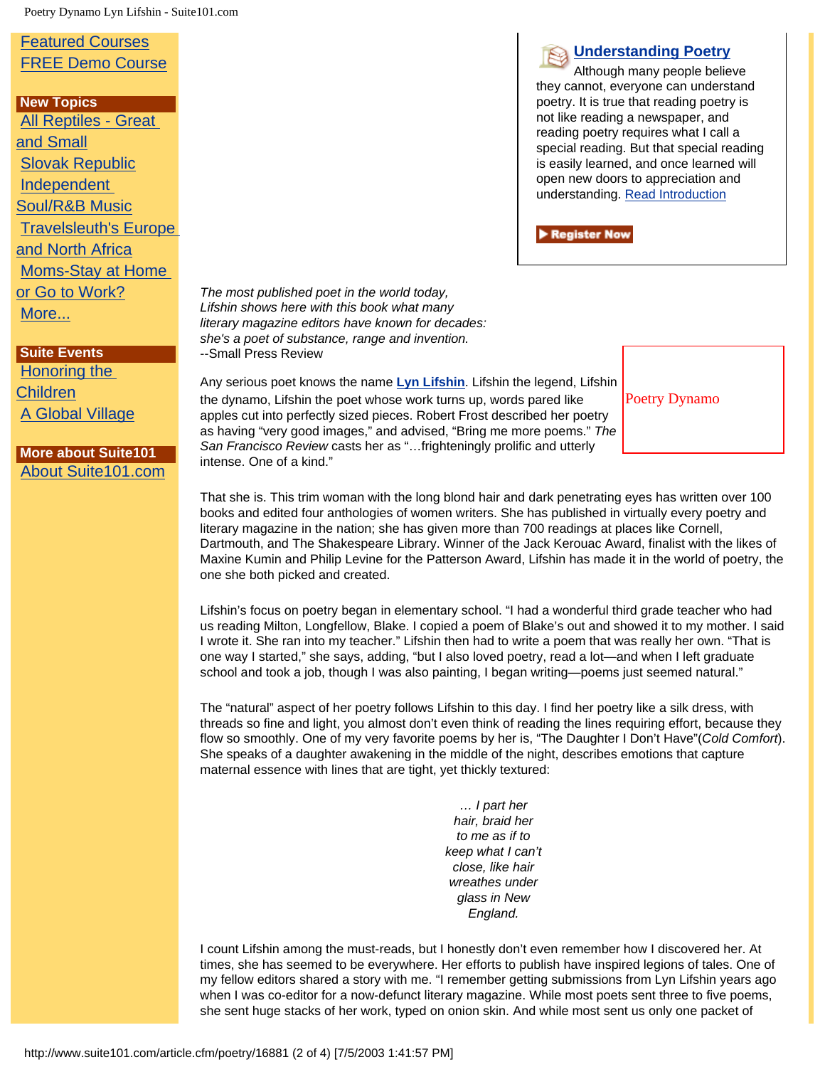Featured Courses
FREE Demo Course

**New Topics**
All Reptiles - Great and Small
Slovak Republic
Independent Soul/R&B Music
Travelsleuth's Europe and North Africa
Moms-Stay at Home or Go to Work?
More...

**Suite Events**
Honoring the Children
A Global Village

**More about Suite101**
About Suite101.com

**Understanding Poetry**

Although many people believe they cannot, everyone can understand poetry. It is true that reading poetry is not like reading a newspaper, and reading poetry requires what I call a special reading. But that special reading is easily learned, and once learned will open new doors to appreciation and understanding. Read Introduction

Register Now

*The most published poet in the world today, Lifshin shows here with this book what many literary magazine editors have known for decades: she's a poet of substance, range and invention.*
--Small Press Review

Poetry Dynamo

Any serious poet knows the name **Lyn Lifshin**. Lifshin the legend, Lifshin the dynamo, Lifshin the poet whose work turns up, words pared like apples cut into perfectly sized pieces. Robert Frost described her poetry as having "very good images," and advised, "Bring me more poems." *The San Francisco Review* casts her as "…frighteningly prolific and utterly intense. One of a kind."

That she is. This trim woman with the long blond hair and dark penetrating eyes has written over 100 books and edited four anthologies of women writers. She has published in virtually every poetry and literary magazine in the nation; she has given more than 700 readings at places like Cornell, Dartmouth, and The Shakespeare Library. Winner of the Jack Kerouac Award, finalist with the likes of Maxine Kumin and Philip Levine for the Patterson Award, Lifshin has made it in the world of poetry, the one she both picked and created.

Lifshin's focus on poetry began in elementary school. "I had a wonderful third grade teacher who had us reading Milton, Longfellow, Blake. I copied a poem of Blake's out and showed it to my mother. I said I wrote it. She ran into my teacher." Lifshin then had to write a poem that was really her own. "That is one way I started," she says, adding, "but I also loved poetry, read a lot—and when I left graduate school and took a job, though I was also painting, I began writing—poems just seemed natural."

The "natural" aspect of her poetry follows Lifshin to this day. I find her poetry like a silk dress, with threads so fine and light, you almost don't even think of reading the lines requiring effort, because they flow so smoothly. One of my very favorite poems by her is, "The Daughter I Don't Have"(*Cold Comfort*). She speaks of a daughter awakening in the middle of the night, describes emotions that capture maternal essence with lines that are tight, yet thickly textured:

*… I part her*
*hair, braid her*
*to me as if to*
*keep what I can't*
*close, like hair*
*wreathes under*
*glass in New*
*England.*

I count Lifshin among the must-reads, but I honestly don't even remember how I discovered her. At times, she has seemed to be everywhere. Her efforts to publish have inspired legions of tales. One of my fellow editors shared a story with me. "I remember getting submissions from Lyn Lifshin years ago when I was co-editor for a now-defunct literary magazine. While most poets sent three to five poems, she sent huge stacks of her work, typed on onion skin. And while most sent us only one packet of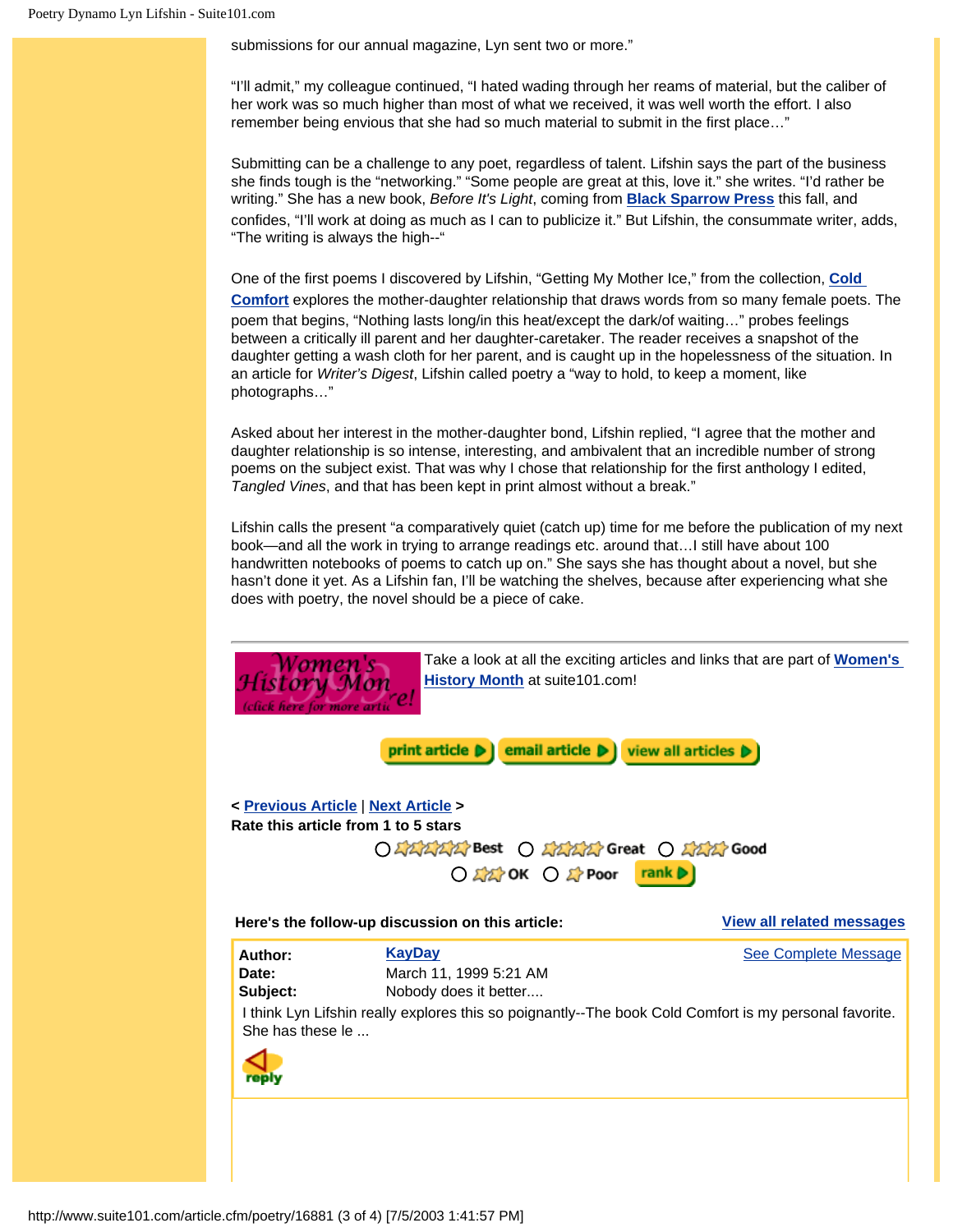submissions for our annual magazine, Lyn sent two or more."

"I'll admit," my colleague continued, "I hated wading through her reams of material, but the caliber of her work was so much higher than most of what we received, it was well worth the effort. I also remember being envious that she had so much material to submit in the first place…"

Submitting can be a challenge to any poet, regardless of talent. Lifshin says the part of the business she finds tough is the "networking." "Some people are great at this, love it." she writes. "I'd rather be writing." She has a new book, *Before It's Light*, coming from **Black Sparrow Press** this fall, and confides, "I'll work at doing as much as I can to publicize it." But Lifshin, the consummate writer, adds, "The writing is always the high--"

One of the first poems I discovered by Lifshin, "Getting My Mother Ice," from the collection, **Cold Comfort** explores the mother-daughter relationship that draws words from so many female poets. The poem that begins, "Nothing lasts long/in this heat/except the dark/of waiting…" probes feelings between a critically ill parent and her daughter-caretaker. The reader receives a snapshot of the daughter getting a wash cloth for her parent, and is caught up in the hopelessness of the situation. In an article for *Writer's Digest*, Lifshin called poetry a "way to hold, to keep a moment, like photographs…"

Asked about her interest in the mother-daughter bond, Lifshin replied, "I agree that the mother and daughter relationship is so intense, interesting, and ambivalent that an incredible number of strong poems on the subject exist. That was why I chose that relationship for the first anthology I edited, *Tangled Vines*, and that has been kept in print almost without a break."

Lifshin calls the present "a comparatively quiet (catch up) time for me before the publication of my next book—and all the work in trying to arrange readings etc. around that…I still have about 100 handwritten notebooks of poems to catch up on." She says she has thought about a novel, but she hasn't done it yet. As a Lifshin fan, I'll be watching the shelves, because after experiencing what she does with poetry, the novel should be a piece of cake.

---

Take a look at all the exciting articles and links that are part of **Women's History Month** at suite101.com!

print article | email article | view all articles

< **Previous Article** | **Next Article** >

**Rate this article from 1 to 5 stars**

Best | Great | Good | OK | Poor | rank

**Here's the follow-up discussion on this article:** **View all related messages**

| | |
|---|---|
| **Author:** | **KayDay** |
| **Date:** | March 11, 1999 5:21 AM |
| **Subject:** | Nobody does it better.... |

See Complete Message

I think Lyn Lifshin really explores this so poignantly--The book Cold Comfort is my personal favorite. She has these le ...

reply